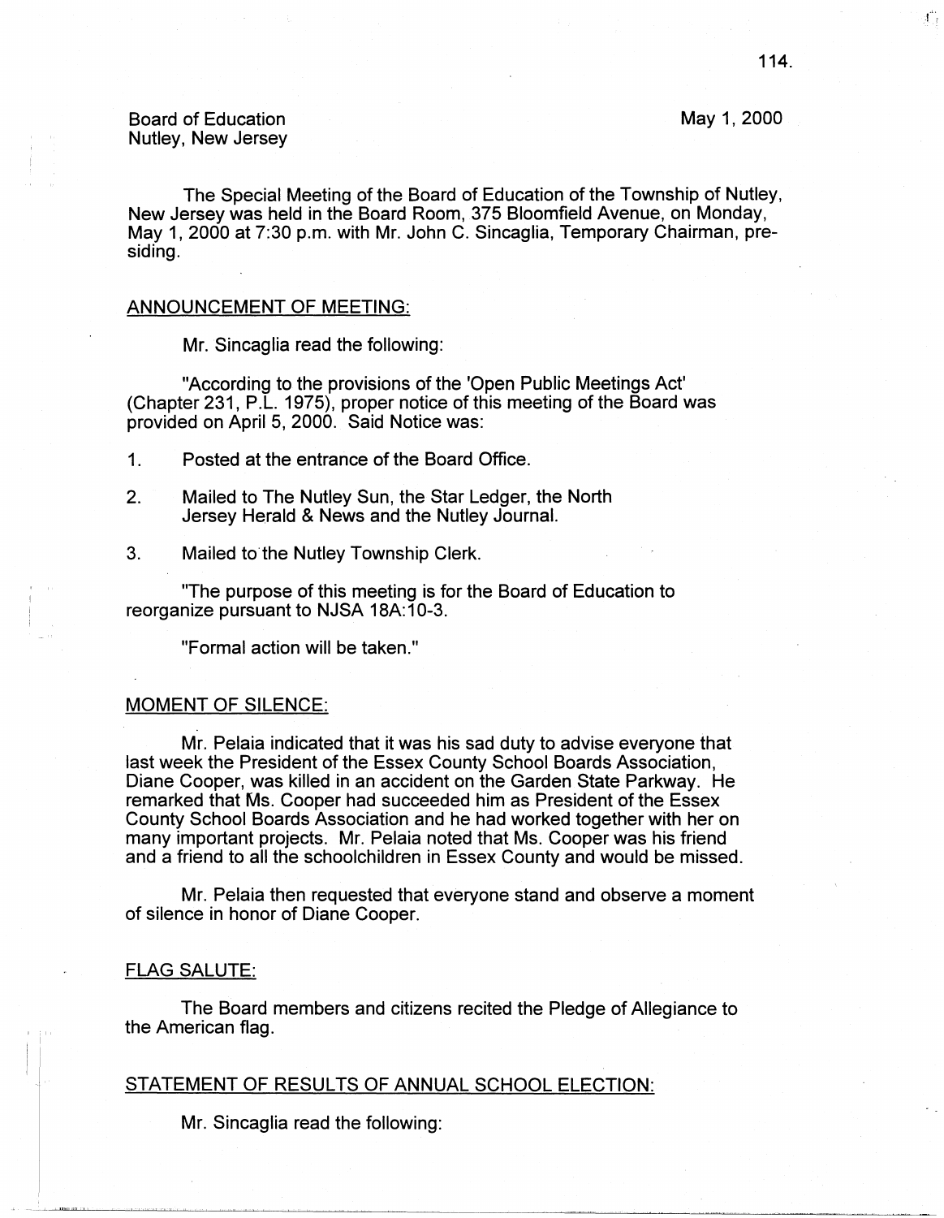Board of Education
Nutley, New Jersey

May 1, 2000

The Special Meeting of the Board of Education of the Township of Nutley, New Jersey was held in the Board Room, 375 Bloomfield Avenue, on Monday, May 1, 2000 at 7:30 p.m. with Mr. John C. Sincaglia, Temporary Chairman, presiding.

## ANNOUNCEMENT OF MEETING:

Mr. Sincaglia read the following:

"According to the provisions of the 'Open Public Meetings Act' (Chapter 231, P.L. 1975), proper notice of this meeting of the Board was provided on April 5, 2000. Said Notice was:

1. Posted at the entrance of the Board Office.
2. Mailed to The Nutley Sun, the Star Ledger, the North Jersey Herald & News and the Nutley Journal.
3. Mailed to the Nutley Township Clerk.

"The purpose of this meeting is for the Board of Education to reorganize pursuant to NJSA 18A:10-3.

"Formal action will be taken."

## MOMENT OF SILENCE:

Mr. Pelaia indicated that it was his sad duty to advise everyone that last week the President of the Essex County School Boards Association, Diane Cooper, was killed in an accident on the Garden State Parkway. He remarked that Ms. Cooper had succeeded him as President of the Essex County School Boards Association and he had worked together with her on many important projects. Mr. Pelaia noted that Ms. Cooper was his friend and a friend to all the schoolchildren in Essex County and would be missed.

Mr. Pelaia then requested that everyone stand and observe a moment of silence in honor of Diane Cooper.

## FLAG SALUTE:

The Board members and citizens recited the Pledge of Allegiance to the American flag.

## STATEMENT OF RESULTS OF ANNUAL SCHOOL ELECTION:

Mr. Sincaglia read the following: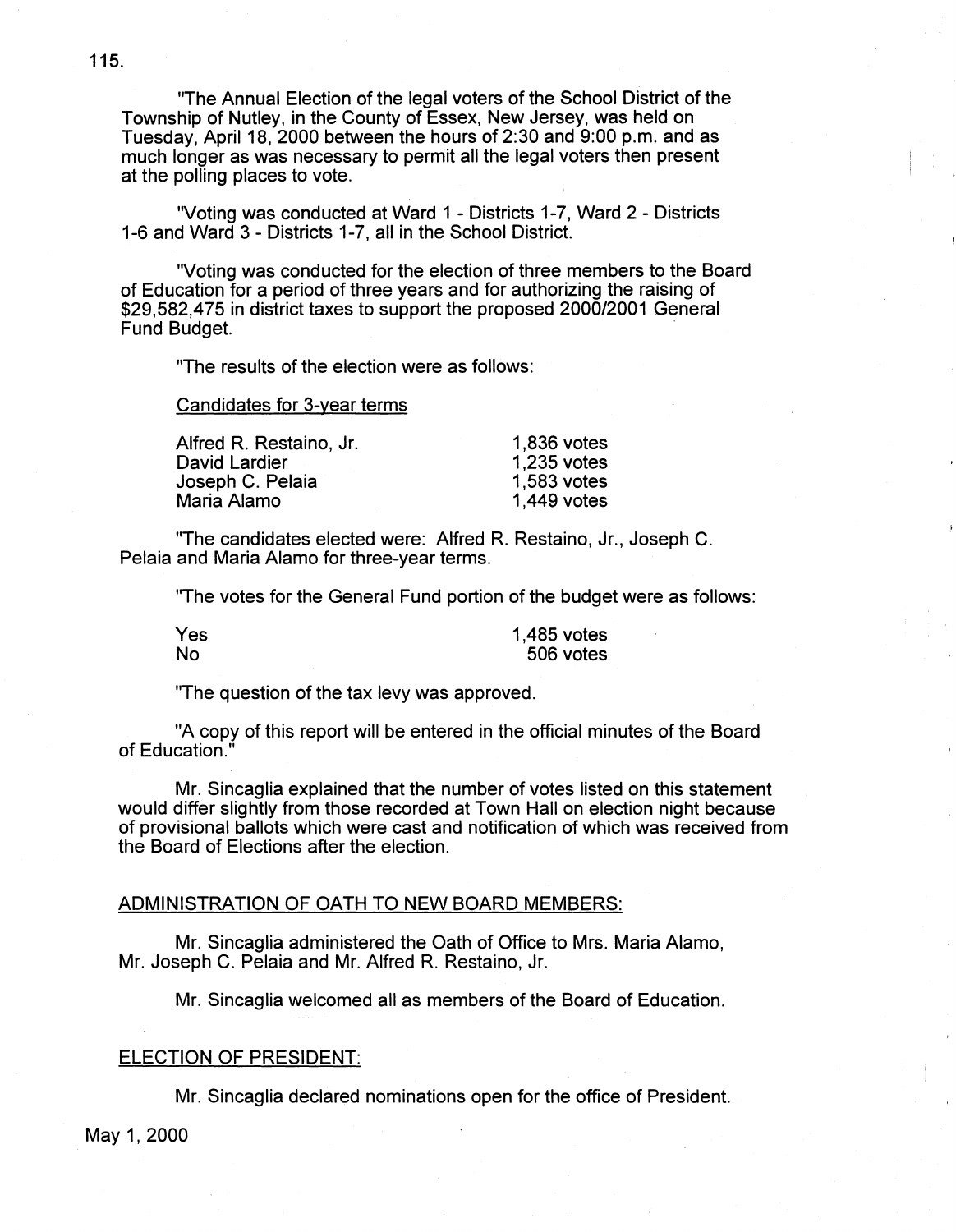"The Annual Election of the legal voters of the School District of the Township of Nutley, in the County of Essex, New Jersey, was held on Tuesday, April 18, 2000 between the hours of 2:30 and 9:00 p.m. and as much longer as was necessary to permit all the legal voters then present at the polling places to vote.

"Voting was conducted at Ward 1 - Districts 1-7, Ward 2 - Districts 1-6 and Ward 3 - Districts 1-7, all in the School District.

"Voting was conducted for the election of three members to the Board of Education for a period of three years and for authorizing the raising of $29,582,475 in district taxes to support the proposed 2000/2001 General Fund Budget.

"The results of the election were as follows:

Candidates for 3-year terms

| | |
|---|---|
| Alfred R. Restaino, Jr. | 1,836 votes |
| David Lardier | 1,235 votes |
| Joseph C. Pelaia | 1,583 votes |
| Maria Alamo | 1,449 votes |

"The candidates elected were: Alfred R. Restaino, Jr., Joseph C. Pelaia and Maria Alamo for three-year terms.

"The votes for the General Fund portion of the budget were as follows:

| | |
|---|---|
| Yes | 1,485 votes |
| No | 506 votes |

"The question of the tax levy was approved.

"A copy of this report will be entered in the official minutes of the Board of Education."

Mr. Sincaglia explained that the number of votes listed on this statement would differ slightly from those recorded at Town Hall on election night because of provisional ballots which were cast and notification of which was received from the Board of Elections after the election.

## ADMINISTRATION OF OATH TO NEW BOARD MEMBERS:

Mr. Sincaglia administered the Oath of Office to Mrs. Maria Alamo, Mr. Joseph C. Pelaia and Mr. Alfred R. Restaino, Jr.

Mr. Sincaglia welcomed all as members of the Board of Education.

## ELECTION OF PRESIDENT:

Mr. Sincaglia declared nominations open for the office of President.

May 1, 2000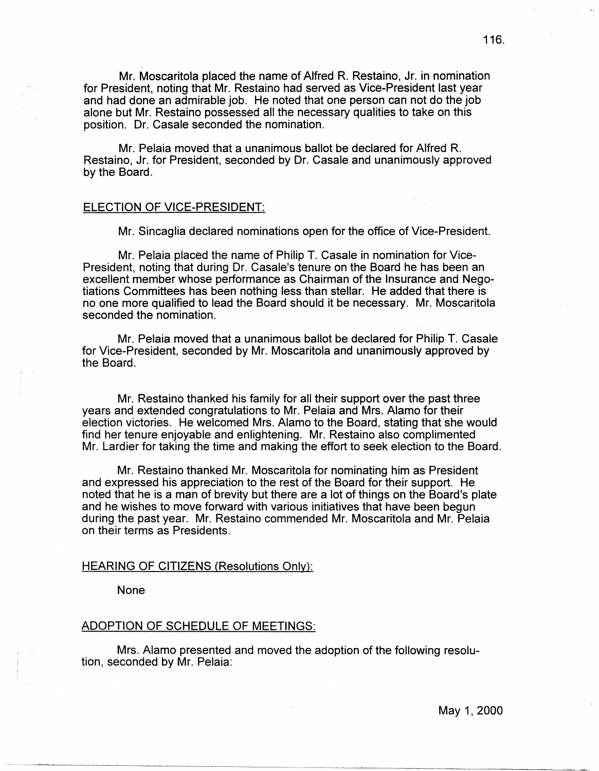Mr. Moscaritola placed the name of Alfred R. Restaino, Jr. in nomination for President, noting that Mr. Restaino had served as Vice-President last year and had done an admirable job. He noted that one person can not do the job alone but Mr. Restaino possessed all the necessary qualities to take on this position. Dr. Casale seconded the nomination.

Mr. Pelaia moved that a unanimous ballot be declared for Alfred R. Restaino, Jr. for President, seconded by Dr. Casale and unanimously approved by the Board.

## ELECTION OF VICE-PRESIDENT:

Mr. Sincaglia declared nominations open for the office of Vice-President.

Mr. Pelaia placed the name of Philip T. Casale in nomination for Vice-President, noting that during Dr. Casale's tenure on the Board he has been an excellent member whose performance as Chairman of the Insurance and Negotiations Committees has been nothing less than stellar. He added that there is no one more qualified to lead the Board should it be necessary. Mr. Moscaritola seconded the nomination.

Mr. Pelaia moved that a unanimous ballot be declared for Philip T. Casale for Vice-President, seconded by Mr. Moscaritola and unanimously approved by the Board.

Mr. Restaino thanked his family for all their support over the past three years and extended congratulations to Mr. Pelaia and Mrs. Alamo for their election victories. He welcomed Mrs. Alamo to the Board, stating that she would find her tenure enjoyable and enlightening. Mr. Restaino also complimented Mr. Lardier for taking the time and making the effort to seek election to the Board.

Mr. Restaino thanked Mr. Moscaritola for nominating him as President and expressed his appreciation to the rest of the Board for their support. He noted that he is a man of brevity but there are a lot of things on the Board's plate and he wishes to move forward with various initiatives that have been begun during the past year. Mr. Restaino commended Mr. Moscaritola and Mr. Pelaia on their terms as Presidents.

## HEARING OF CITIZENS (Resolutions Only):

None

## ADOPTION OF SCHEDULE OF MEETINGS:

Mrs. Alamo presented and moved the adoption of the following resolution, seconded by Mr. Pelaia:

May 1, 2000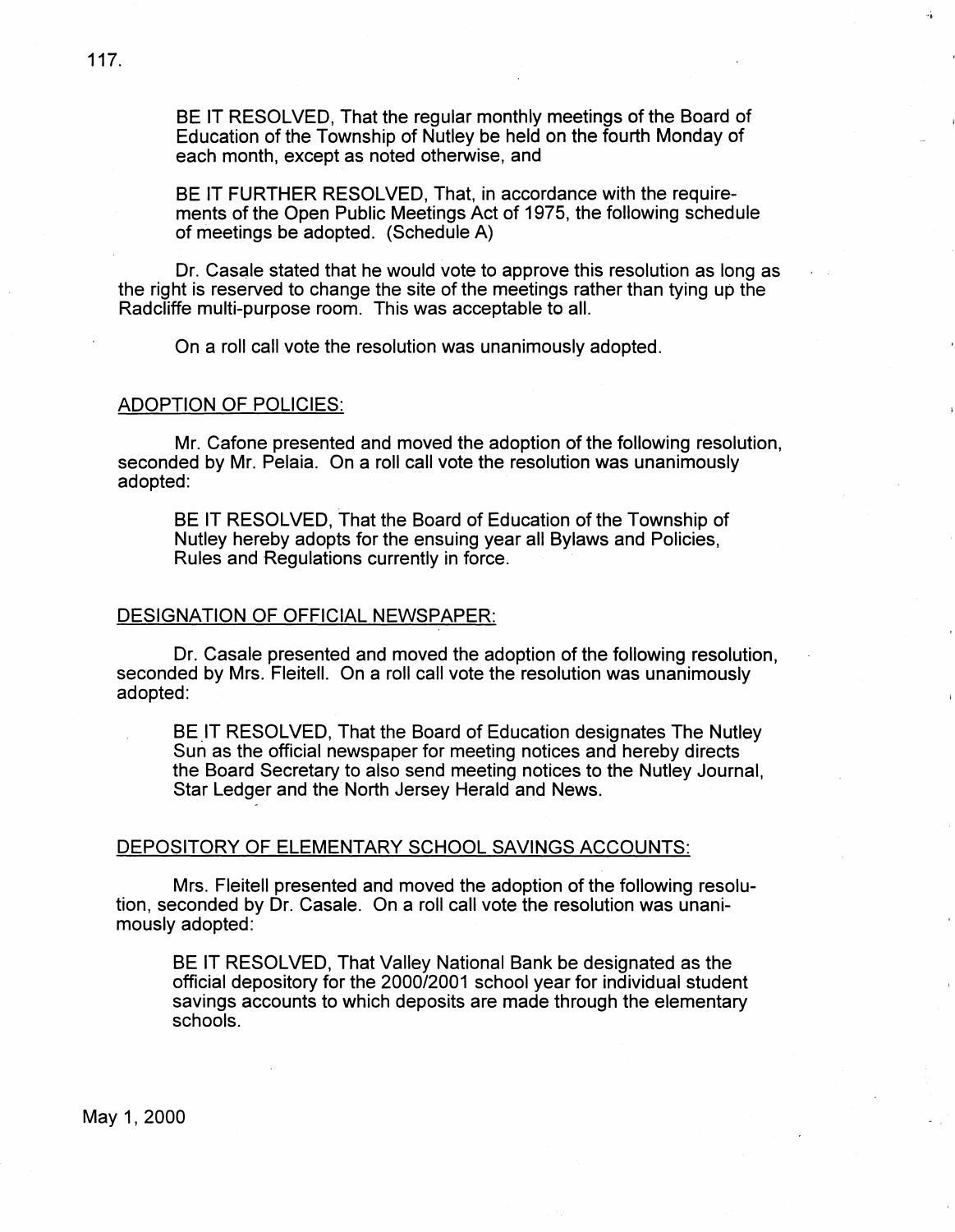BE IT RESOLVED, That the regular monthly meetings of the Board of Education of the Township of Nutley be held on the fourth Monday of each month, except as noted otherwise, and

BE IT FURTHER RESOLVED, That, in accordance with the requirements of the Open Public Meetings Act of 1975, the following schedule of meetings be adopted. (Schedule A)

Dr. Casale stated that he would vote to approve this resolution as long as the right is reserved to change the site of the meetings rather than tying up the Radcliffe multi-purpose room. This was acceptable to all.

On a roll call vote the resolution was unanimously adopted.

## ADOPTION OF POLICIES:

Mr. Cafone presented and moved the adoption of the following resolution, seconded by Mr. Pelaia. On a roll call vote the resolution was unanimously adopted:

BE IT RESOLVED, That the Board of Education of the Township of Nutley hereby adopts for the ensuing year all Bylaws and Policies, Rules and Regulations currently in force.

## DESIGNATION OF OFFICIAL NEWSPAPER:

Dr. Casale presented and moved the adoption of the following resolution, seconded by Mrs. Fleitell. On a roll call vote the resolution was unanimously adopted:

BE IT RESOLVED, That the Board of Education designates The Nutley Sun as the official newspaper for meeting notices and hereby directs the Board Secretary to also send meeting notices to the Nutley Journal, Star Ledger and the North Jersey Herald and News.

## DEPOSITORY OF ELEMENTARY SCHOOL SAVINGS ACCOUNTS:

Mrs. Fleitell presented and moved the adoption of the following resolution, seconded by Dr. Casale. On a roll call vote the resolution was unanimously adopted:

BE IT RESOLVED, That Valley National Bank be designated as the official depository for the 2000/2001 school year for individual student savings accounts to which deposits are made through the elementary schools.

May 1, 2000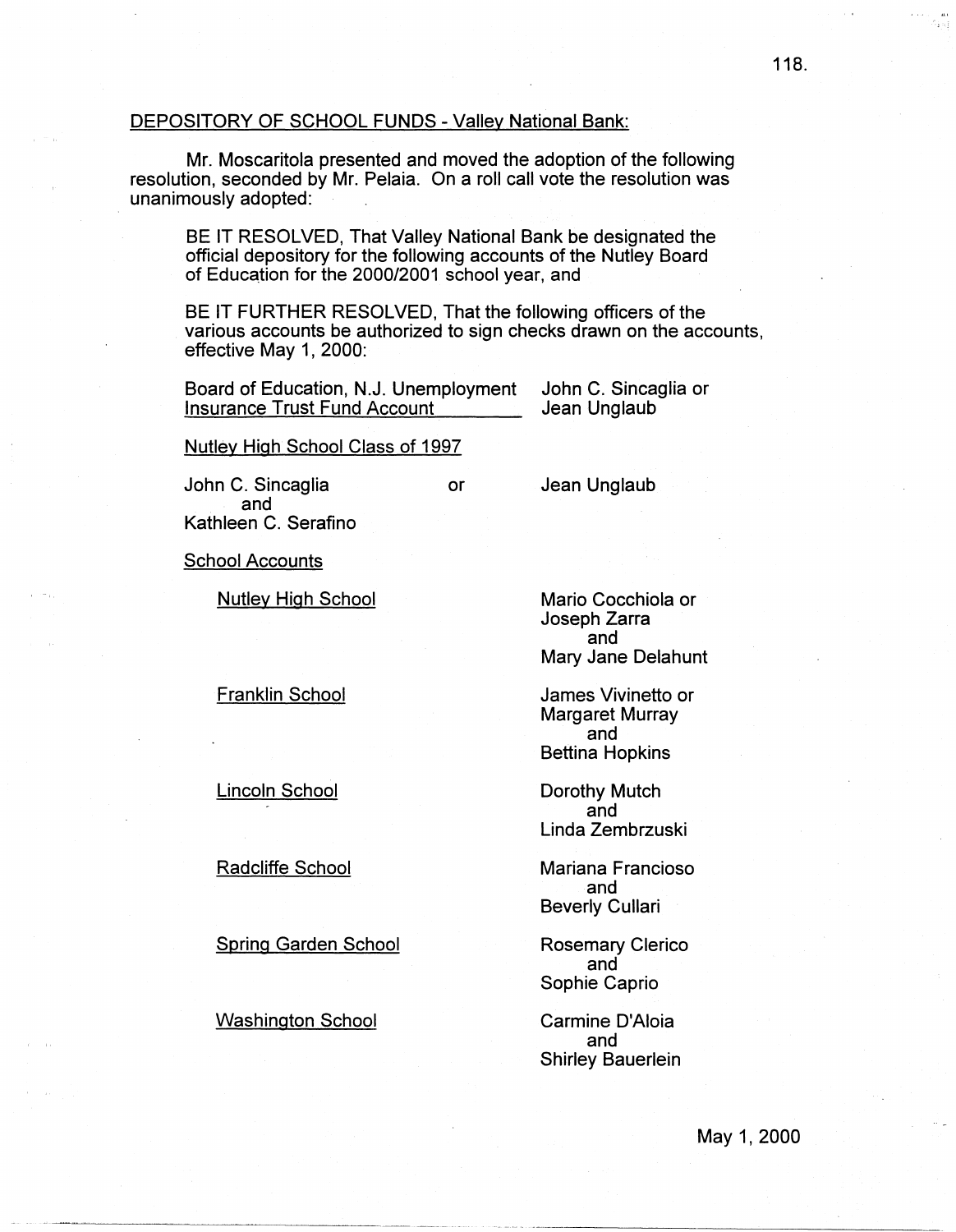DEPOSITORY OF SCHOOL FUNDS - Valley National Bank:

Mr. Moscaritola presented and moved the adoption of the following resolution, seconded by Mr. Pelaia. On a roll call vote the resolution was unanimously adopted:

> BE IT RESOLVED, That Valley National Bank be designated the official depository for the following accounts of the Nutley Board of Education for the 2000/2001 school year, and
>
> BE IT FURTHER RESOLVED, That the following officers of the various accounts be authorized to sign checks drawn on the accounts, effective May 1, 2000:

Board of Education, N.J. Unemployment Insurance Trust Fund Account — John C. Sincaglia or Jean Unglaub

Nutley High School Class of 1997

John C. Sincaglia or Jean Unglaub
and
Kathleen C. Serafino

School Accounts

| Account | Signatories |
|---|---|
| Nutley High School | Mario Cocchiola or Joseph Zarra and Mary Jane Delahunt |
| Franklin School | James Vivinetto or Margaret Murray and Bettina Hopkins |
| Lincoln School | Dorothy Mutch and Linda Zembrzuski |
| Radcliffe School | Mariana Francioso and Beverly Cullari |
| Spring Garden School | Rosemary Clerico and Sophie Caprio |
| Washington School | Carmine D'Aloia and Shirley Bauerlein |

May 1, 2000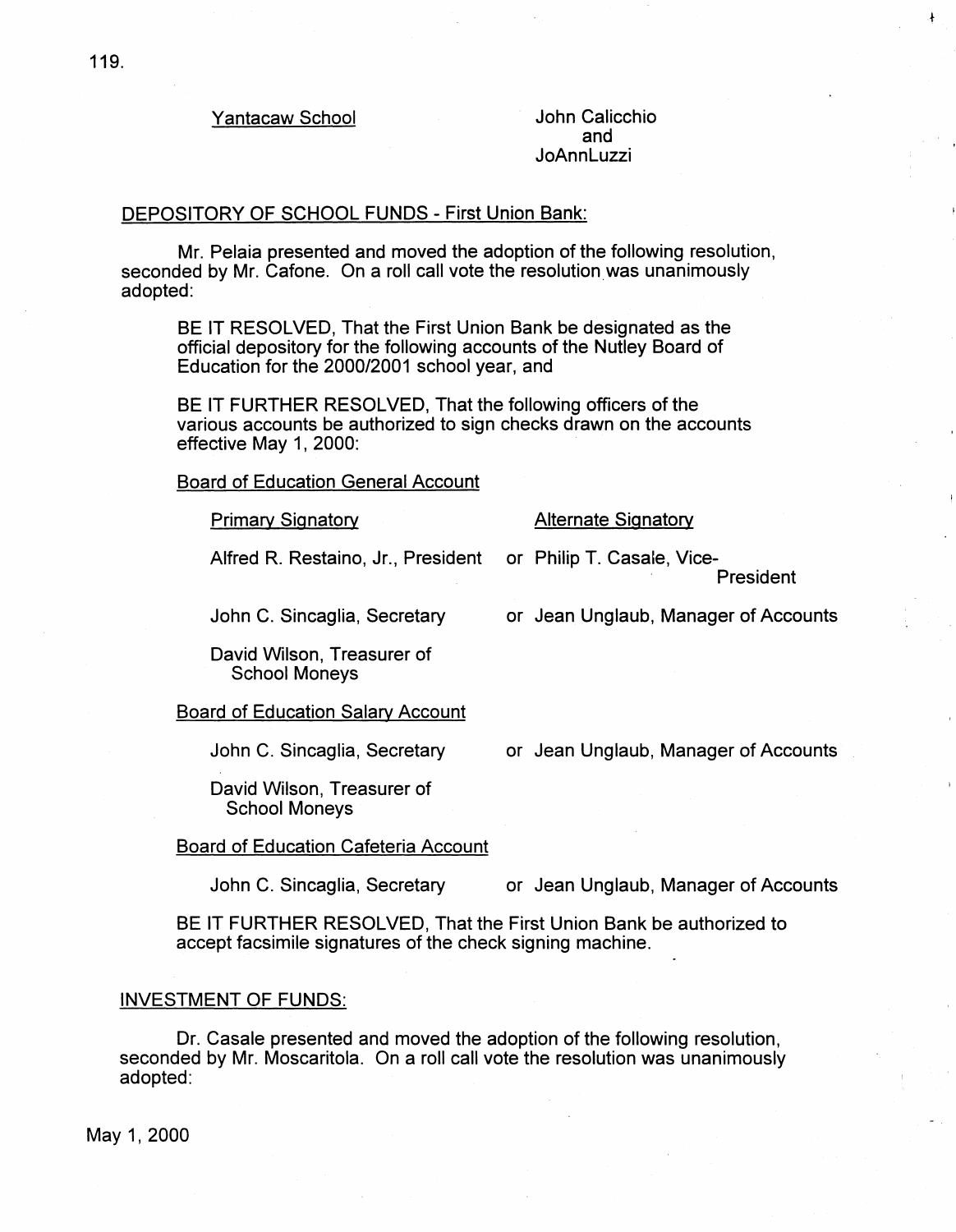<u>Yantacaw School</u> John Calicchio and JoAnnLuzzi

<u>DEPOSITORY OF SCHOOL FUNDS - First Union Bank:</u>

Mr. Pelaia presented and moved the adoption of the following resolution, seconded by Mr. Cafone. On a roll call vote the resolution was unanimously adopted:

BE IT RESOLVED, That the First Union Bank be designated as the official depository for the following accounts of the Nutley Board of Education for the 2000/2001 school year, and

BE IT FURTHER RESOLVED, That the following officers of the various accounts be authorized to sign checks drawn on the accounts effective May 1, 2000:

<u>Board of Education General Account</u>

| <u>Primary Signatory</u> | <u>Alternate Signatory</u> |
|---|---|
| Alfred R. Restaino, Jr., President | or Philip T. Casale, Vice-President |
| John C. Sincaglia, Secretary | or Jean Unglaub, Manager of Accounts |
| David Wilson, Treasurer of School Moneys | |

<u>Board of Education Salary Account</u>

| | |
|---|---|
| John C. Sincaglia, Secretary | or Jean Unglaub, Manager of Accounts |
| David Wilson, Treasurer of School Moneys | |

<u>Board of Education Cafeteria Account</u>

| | |
|---|---|
| John C. Sincaglia, Secretary | or Jean Unglaub, Manager of Accounts |

BE IT FURTHER RESOLVED, That the First Union Bank be authorized to accept facsimile signatures of the check signing machine.

<u>INVESTMENT OF FUNDS:</u>

Dr. Casale presented and moved the adoption of the following resolution, seconded by Mr. Moscaritola. On a roll call vote the resolution was unanimously adopted:

May 1, 2000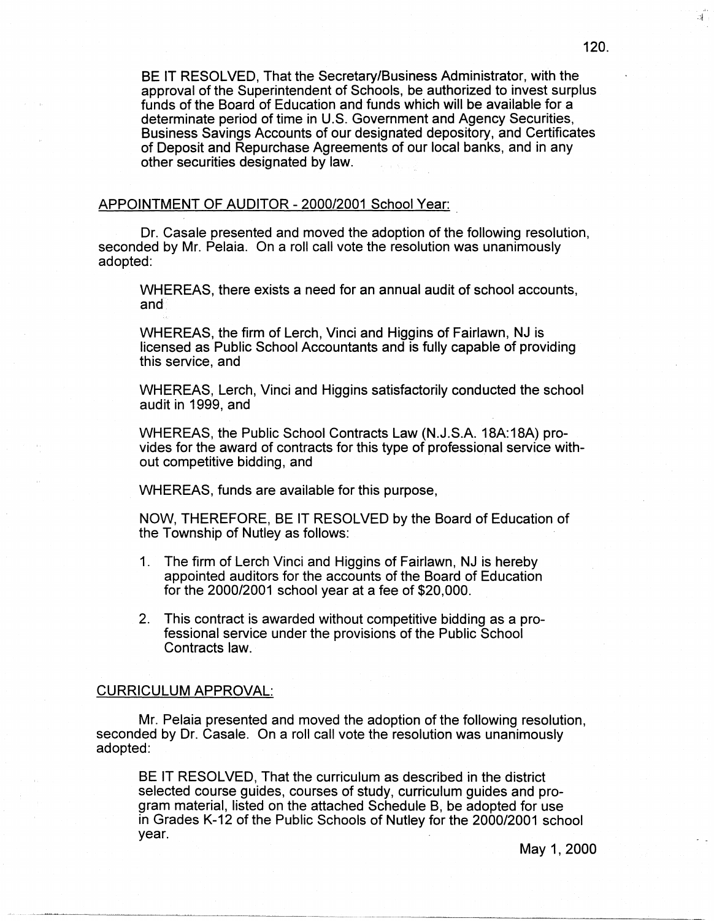BE IT RESOLVED, That the Secretary/Business Administrator, with the approval of the Superintendent of Schools, be authorized to invest surplus funds of the Board of Education and funds which will be available for a determinate period of time in U.S. Government and Agency Securities, Business Savings Accounts of our designated depository, and Certificates of Deposit and Repurchase Agreements of our local banks, and in any other securities designated by law.

## APPOINTMENT OF AUDITOR - 2000/2001 School Year:

Dr. Casale presented and moved the adoption of the following resolution, seconded by Mr. Pelaia. On a roll call vote the resolution was unanimously adopted:

WHEREAS, there exists a need for an annual audit of school accounts, and

WHEREAS, the firm of Lerch, Vinci and Higgins of Fairlawn, NJ is licensed as Public School Accountants and is fully capable of providing this service, and

WHEREAS, Lerch, Vinci and Higgins satisfactorily conducted the school audit in 1999, and

WHEREAS, the Public School Contracts Law (N.J.S.A. 18A:18A) provides for the award of contracts for this type of professional service without competitive bidding, and

WHEREAS, funds are available for this purpose,

NOW, THEREFORE, BE IT RESOLVED by the Board of Education of the Township of Nutley as follows:

1. The firm of Lerch Vinci and Higgins of Fairlawn, NJ is hereby appointed auditors for the accounts of the Board of Education for the 2000/2001 school year at a fee of $20,000.

2. This contract is awarded without competitive bidding as a professional service under the provisions of the Public School Contracts law.

## CURRICULUM APPROVAL:

Mr. Pelaia presented and moved the adoption of the following resolution, seconded by Dr. Casale. On a roll call vote the resolution was unanimously adopted:

BE IT RESOLVED, That the curriculum as described in the district selected course guides, courses of study, curriculum guides and program material, listed on the attached Schedule B, be adopted for use in Grades K-12 of the Public Schools of Nutley for the 2000/2001 school year.

May 1, 2000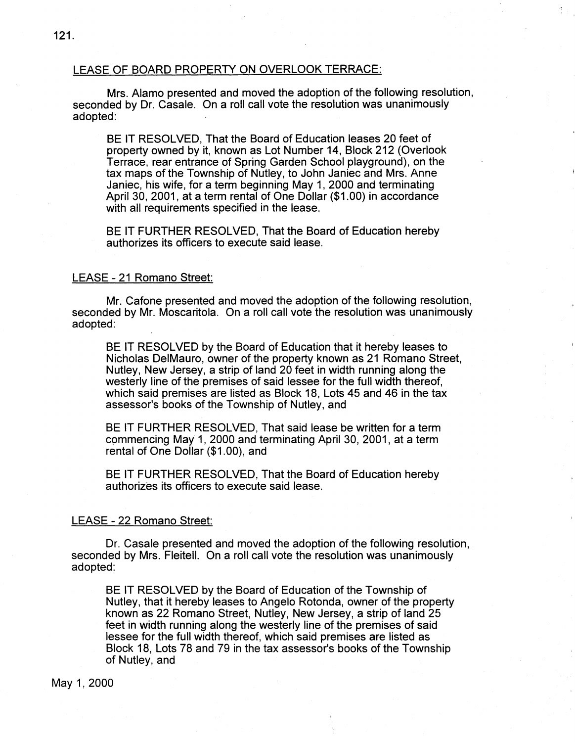## LEASE OF BOARD PROPERTY ON OVERLOOK TERRACE:

Mrs. Alamo presented and moved the adoption of the following resolution, seconded by Dr. Casale. On a roll call vote the resolution was unanimously adopted:

> BE IT RESOLVED, That the Board of Education leases 20 feet of property owned by it, known as Lot Number 14, Block 212 (Overlook Terrace, rear entrance of Spring Garden School playground), on the tax maps of the Township of Nutley, to John Janiec and Mrs. Anne Janiec, his wife, for a term beginning May 1, 2000 and terminating April 30, 2001, at a term rental of One Dollar ($1.00) in accordance with all requirements specified in the lease.
>
> BE IT FURTHER RESOLVED, That the Board of Education hereby authorizes its officers to execute said lease.

## LEASE - 21 Romano Street:

Mr. Cafone presented and moved the adoption of the following resolution, seconded by Mr. Moscaritola. On a roll call vote the resolution was unanimously adopted:

> BE IT RESOLVED by the Board of Education that it hereby leases to Nicholas DelMauro, owner of the property known as 21 Romano Street, Nutley, New Jersey, a strip of land 20 feet in width running along the westerly line of the premises of said lessee for the full width thereof, which said premises are listed as Block 18, Lots 45 and 46 in the tax assessor's books of the Township of Nutley, and
>
> BE IT FURTHER RESOLVED, That said lease be written for a term commencing May 1, 2000 and terminating April 30, 2001, at a term rental of One Dollar ($1.00), and
>
> BE IT FURTHER RESOLVED, That the Board of Education hereby authorizes its officers to execute said lease.

## LEASE - 22 Romano Street:

Dr. Casale presented and moved the adoption of the following resolution, seconded by Mrs. Fleitell. On a roll call vote the resolution was unanimously adopted:

> BE IT RESOLVED by the Board of Education of the Township of Nutley, that it hereby leases to Angelo Rotonda, owner of the property known as 22 Romano Street, Nutley, New Jersey, a strip of land 25 feet in width running along the westerly line of the premises of said lessee for the full width thereof, which said premises are listed as Block 18, Lots 78 and 79 in the tax assessor's books of the Township of Nutley, and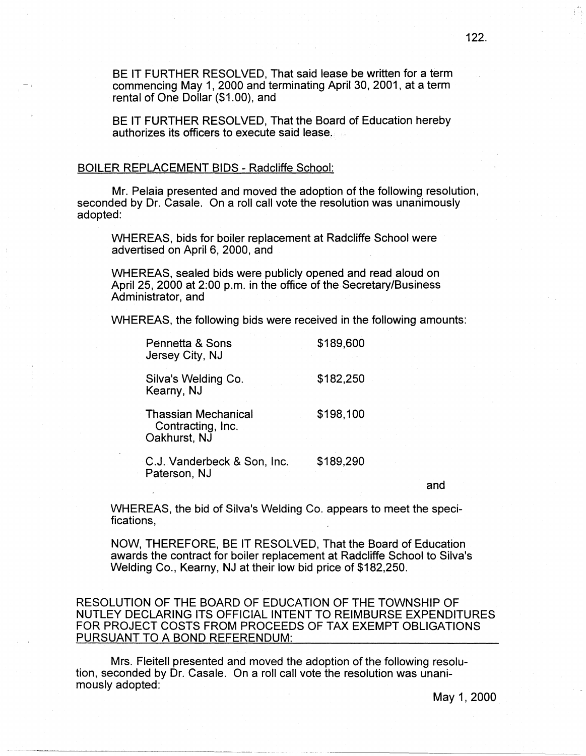BE IT FURTHER RESOLVED, That said lease be written for a term commencing May 1, 2000 and terminating April 30, 2001, at a term rental of One Dollar ($1.00), and

BE IT FURTHER RESOLVED, That the Board of Education hereby authorizes its officers to execute said lease.

## BOILER REPLACEMENT BIDS - Radcliffe School:

Mr. Pelaia presented and moved the adoption of the following resolution, seconded by Dr. Casale. On a roll call vote the resolution was unanimously adopted:

WHEREAS, bids for boiler replacement at Radcliffe School were advertised on April 6, 2000, and

WHEREAS, sealed bids were publicly opened and read aloud on April 25, 2000 at 2:00 p.m. in the office of the Secretary/Business Administrator, and

WHEREAS, the following bids were received in the following amounts:

| Bidder | Amount |
|---|---|
| Pennetta & Sons<br>Jersey City, NJ | $189,600 |
| Silva's Welding Co.<br>Kearny, NJ | $182,250 |
| Thassian Mechanical Contracting, Inc.<br>Oakhurst, NJ | $198,100 |
| C.J. Vanderbeck & Son, Inc.<br>Paterson, NJ | $189,290 |

and

WHEREAS, the bid of Silva's Welding Co. appears to meet the specifications,

NOW, THEREFORE, BE IT RESOLVED, That the Board of Education awards the contract for boiler replacement at Radcliffe School to Silva's Welding Co., Kearny, NJ at their low bid price of $182,250.

## RESOLUTION OF THE BOARD OF EDUCATION OF THE TOWNSHIP OF NUTLEY DECLARING ITS OFFICIAL INTENT TO REIMBURSE EXPENDITURES FOR PROJECT COSTS FROM PROCEEDS OF TAX EXEMPT OBLIGATIONS PURSUANT TO A BOND REFERENDUM:

Mrs. Fleitell presented and moved the adoption of the following resolution, seconded by Dr. Casale. On a roll call vote the resolution was unanimously adopted:

May 1, 2000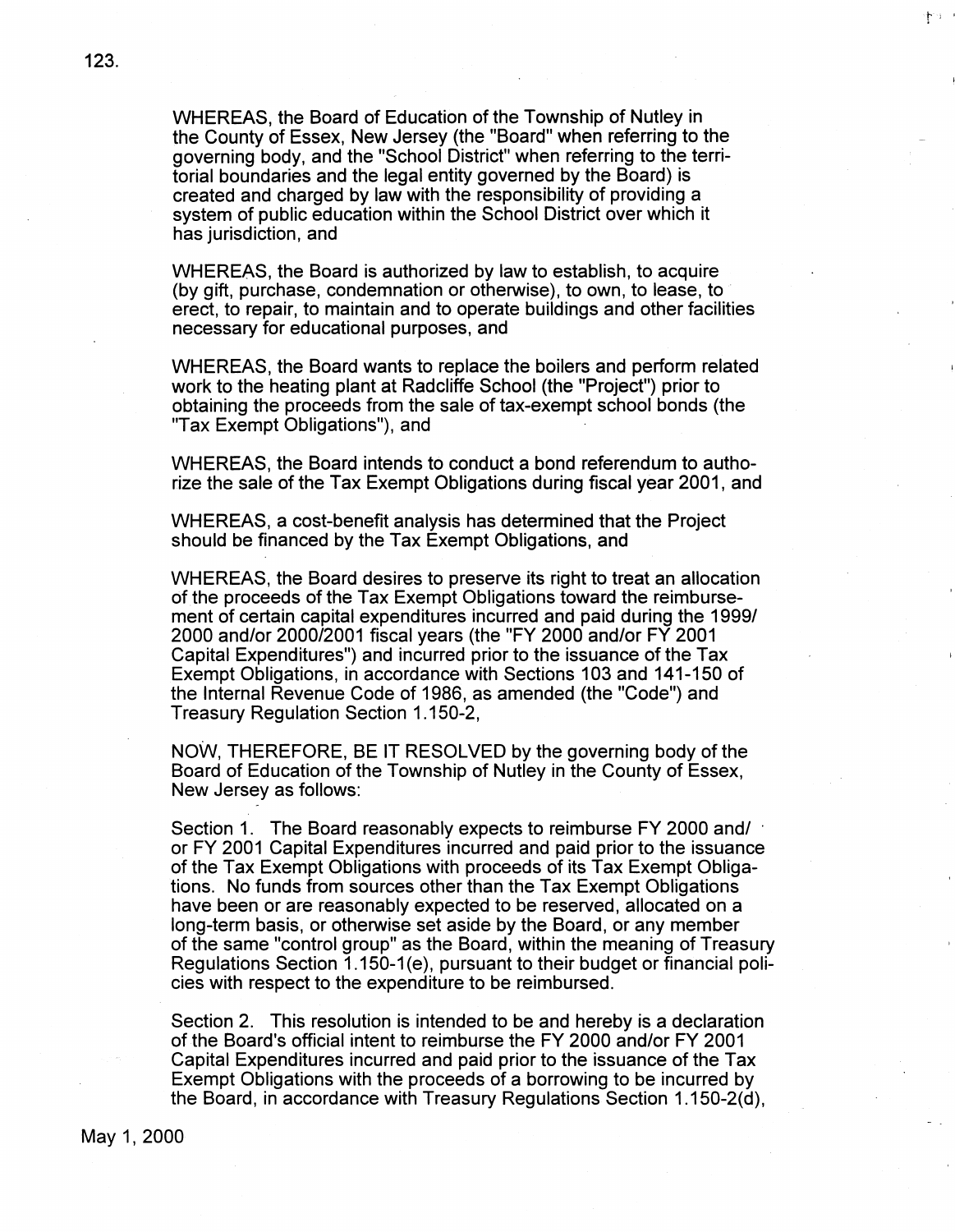WHEREAS, the Board of Education of the Township of Nutley in the County of Essex, New Jersey (the "Board" when referring to the governing body, and the "School District" when referring to the territorial boundaries and the legal entity governed by the Board) is created and charged by law with the responsibility of providing a system of public education within the School District over which it has jurisdiction, and

WHEREAS, the Board is authorized by law to establish, to acquire (by gift, purchase, condemnation or otherwise), to own, to lease, to erect, to repair, to maintain and to operate buildings and other facilities necessary for educational purposes, and

WHEREAS, the Board wants to replace the boilers and perform related work to the heating plant at Radcliffe School (the "Project") prior to obtaining the proceeds from the sale of tax-exempt school bonds (the "Tax Exempt Obligations"), and

WHEREAS, the Board intends to conduct a bond referendum to authorize the sale of the Tax Exempt Obligations during fiscal year 2001, and

WHEREAS, a cost-benefit analysis has determined that the Project should be financed by the Tax Exempt Obligations, and

WHEREAS, the Board desires to preserve its right to treat an allocation of the proceeds of the Tax Exempt Obligations toward the reimbursement of certain capital expenditures incurred and paid during the 1999/2000 and/or 2000/2001 fiscal years (the "FY 2000 and/or FY 2001 Capital Expenditures") and incurred prior to the issuance of the Tax Exempt Obligations, in accordance with Sections 103 and 141-150 of the Internal Revenue Code of 1986, as amended (the "Code") and Treasury Regulation Section 1.150-2,

NOW, THEREFORE, BE IT RESOLVED by the governing body of the Board of Education of the Township of Nutley in the County of Essex, New Jersey as follows:

Section 1. The Board reasonably expects to reimburse FY 2000 and/or FY 2001 Capital Expenditures incurred and paid prior to the issuance of the Tax Exempt Obligations with proceeds of its Tax Exempt Obligations. No funds from sources other than the Tax Exempt Obligations have been or are reasonably expected to be reserved, allocated on a long-term basis, or otherwise set aside by the Board, or any member of the same "control group" as the Board, within the meaning of Treasury Regulations Section 1.150-1(e), pursuant to their budget or financial policies with respect to the expenditure to be reimbursed.

Section 2. This resolution is intended to be and hereby is a declaration of the Board's official intent to reimburse the FY 2000 and/or FY 2001 Capital Expenditures incurred and paid prior to the issuance of the Tax Exempt Obligations with the proceeds of a borrowing to be incurred by the Board, in accordance with Treasury Regulations Section 1.150-2(d),

May 1, 2000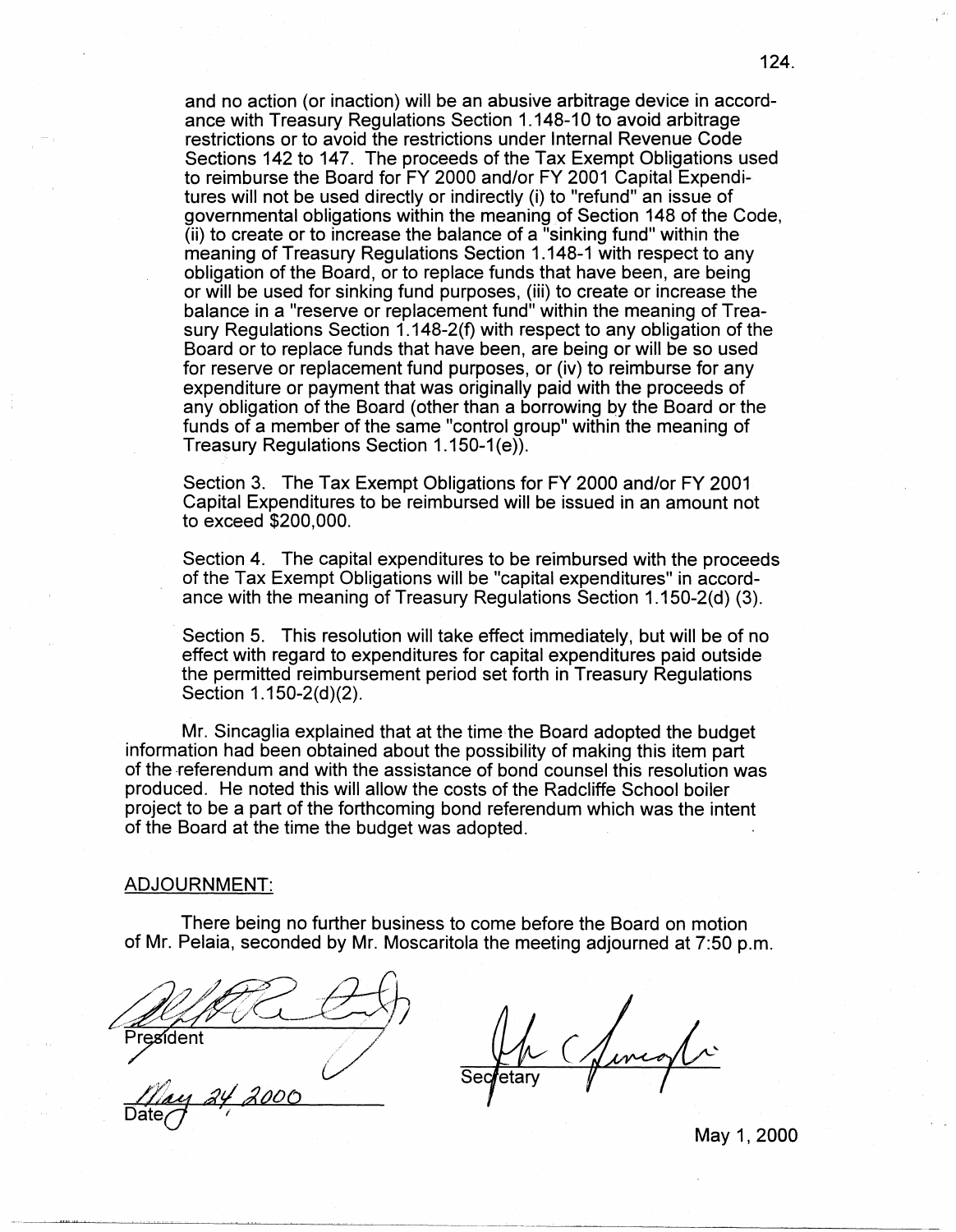and no action (or inaction) will be an abusive arbitrage device in accordance with Treasury Regulations Section 1.148-10 to avoid arbitrage restrictions or to avoid the restrictions under Internal Revenue Code Sections 142 to 147. The proceeds of the Tax Exempt Obligations used to reimburse the Board for FY 2000 and/or FY 2001 Capital Expenditures will not be used directly or indirectly (i) to "refund" an issue of governmental obligations within the meaning of Section 148 of the Code, (ii) to create or to increase the balance of a "sinking fund" within the meaning of Treasury Regulations Section 1.148-1 with respect to any obligation of the Board, or to replace funds that have been, are being or will be used for sinking fund purposes, (iii) to create or increase the balance in a "reserve or replacement fund" within the meaning of Treasury Regulations Section 1.148-2(f) with respect to any obligation of the Board or to replace funds that have been, are being or will be so used for reserve or replacement fund purposes, or (iv) to reimburse for any expenditure or payment that was originally paid with the proceeds of any obligation of the Board (other than a borrowing by the Board or the funds of a member of the same "control group" within the meaning of Treasury Regulations Section 1.150-1(e)).

Section 3. The Tax Exempt Obligations for FY 2000 and/or FY 2001 Capital Expenditures to be reimbursed will be issued in an amount not to exceed $200,000.

Section 4. The capital expenditures to be reimbursed with the proceeds of the Tax Exempt Obligations will be "capital expenditures" in accordance with the meaning of Treasury Regulations Section 1.150-2(d) (3).

Section 5. This resolution will take effect immediately, but will be of no effect with regard to expenditures for capital expenditures paid outside the permitted reimbursement period set forth in Treasury Regulations Section 1.150-2(d)(2).

Mr. Sincaglia explained that at the time the Board adopted the budget information had been obtained about the possibility of making this item part of the referendum and with the assistance of bond counsel this resolution was produced. He noted this will allow the costs of the Radcliffe School boiler project to be a part of the forthcoming bond referendum which was the intent of the Board at the time the budget was adopted.

ADJOURNMENT:

There being no further business to come before the Board on motion of Mr. Pelaia, seconded by Mr. Moscaritola the meeting adjourned at 7:50 p.m.

President

May 24, 2000
Date

Secretary

May 1, 2000